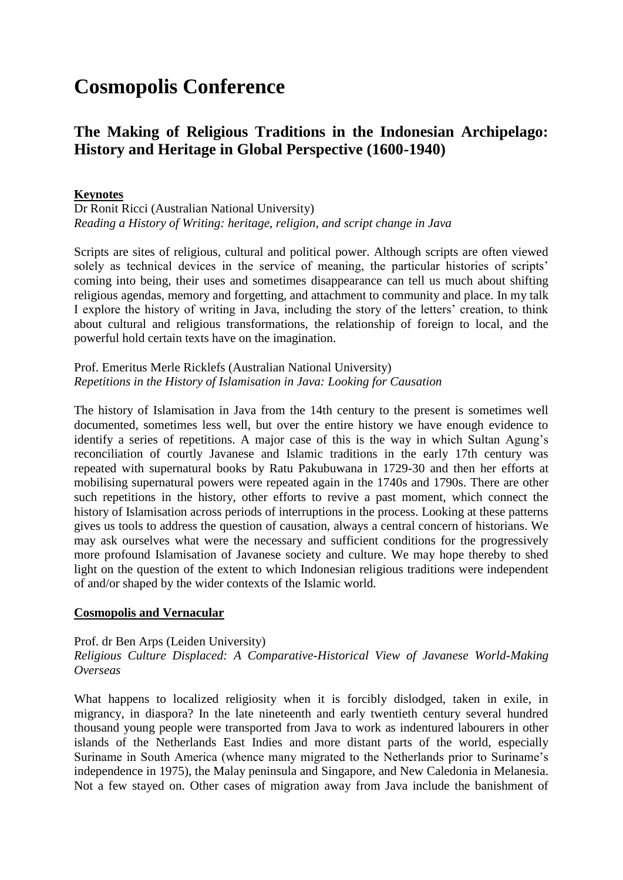# Cosmopolis Conference

## The Making of Religious Traditions in the Indonesian Archipelago: History and Heritage in Global Perspective (1600-1940)

**Keynotes**

Dr Ronit Ricci (Australian National University)
*Reading a History of Writing: heritage, religion, and script change in Java*

Scripts are sites of religious, cultural and political power. Although scripts are often viewed solely as technical devices in the service of meaning, the particular histories of scripts' coming into being, their uses and sometimes disappearance can tell us much about shifting religious agendas, memory and forgetting, and attachment to community and place. In my talk I explore the history of writing in Java, including the story of the letters' creation, to think about cultural and religious transformations, the relationship of foreign to local, and the powerful hold certain texts have on the imagination.

Prof. Emeritus Merle Ricklefs (Australian National University)
*Repetitions in the History of Islamisation in Java: Looking for Causation*

The history of Islamisation in Java from the 14th century to the present is sometimes well documented, sometimes less well, but over the entire history we have enough evidence to identify a series of repetitions. A major case of this is the way in which Sultan Agung's reconciliation of courtly Javanese and Islamic traditions in the early 17th century was repeated with supernatural books by Ratu Pakubuwana in 1729-30 and then her efforts at mobilising supernatural powers were repeated again in the 1740s and 1790s. There are other such repetitions in the history, other efforts to revive a past moment, which connect the history of Islamisation across periods of interruptions in the process. Looking at these patterns gives us tools to address the question of causation, always a central concern of historians. We may ask ourselves what were the necessary and sufficient conditions for the progressively more profound Islamisation of Javanese society and culture. We may hope thereby to shed light on the question of the extent to which Indonesian religious traditions were independent of and/or shaped by the wider contexts of the Islamic world.

**Cosmopolis and Vernacular**

Prof. dr Ben Arps (Leiden University)
*Religious Culture Displaced: A Comparative-Historical View of Javanese World-Making Overseas*

What happens to localized religiosity when it is forcibly dislodged, taken in exile, in migrancy, in diaspora? In the late nineteenth and early twentieth century several hundred thousand young people were transported from Java to work as indentured labourers in other islands of the Netherlands East Indies and more distant parts of the world, especially Suriname in South America (whence many migrated to the Netherlands prior to Suriname's independence in 1975), the Malay peninsula and Singapore, and New Caledonia in Melanesia. Not a few stayed on. Other cases of migration away from Java include the banishment of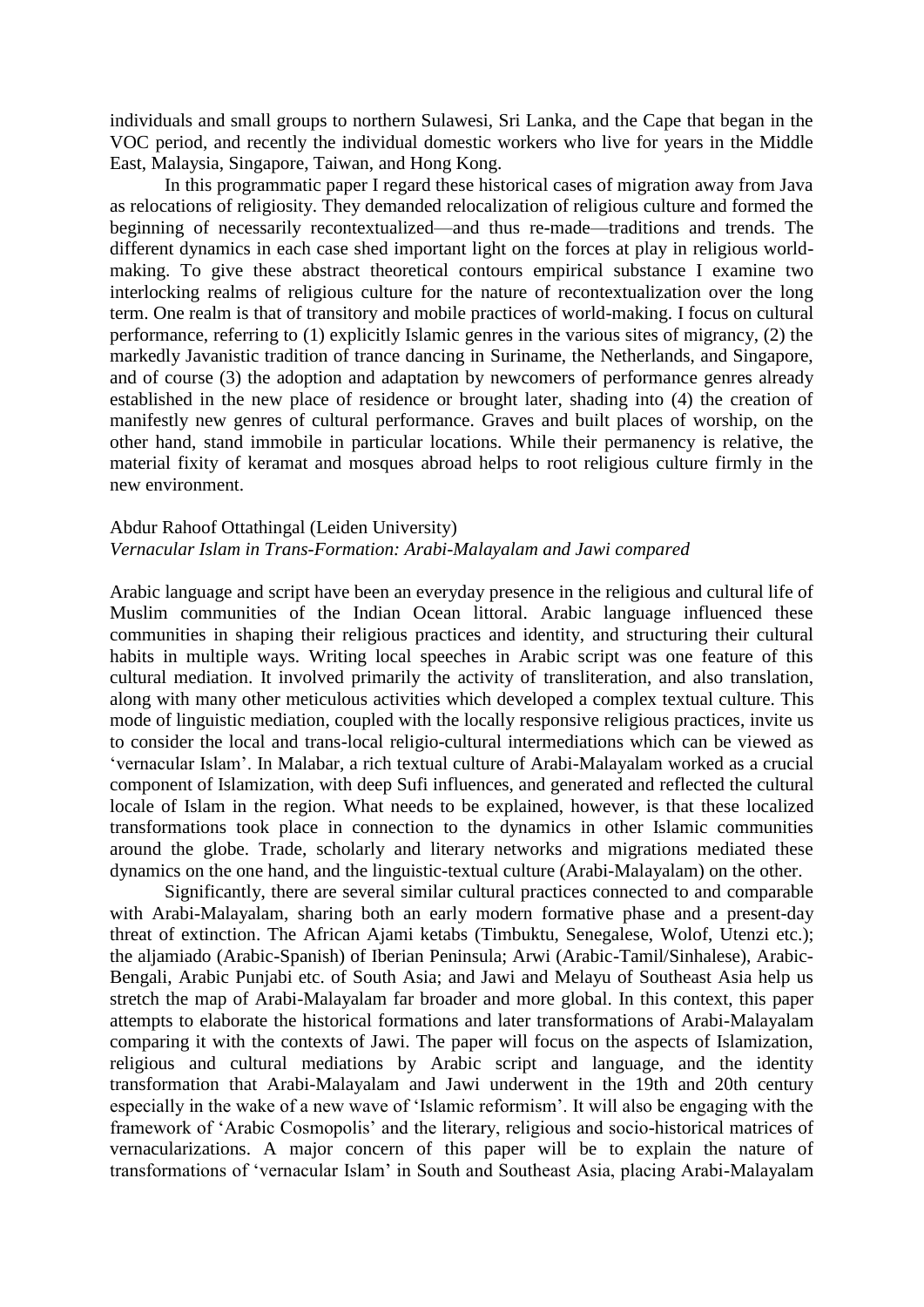individuals and small groups to northern Sulawesi, Sri Lanka, and the Cape that began in the VOC period, and recently the individual domestic workers who live for years in the Middle East, Malaysia, Singapore, Taiwan, and Hong Kong.

In this programmatic paper I regard these historical cases of migration away from Java as relocations of religiosity. They demanded relocalization of religious culture and formed the beginning of necessarily recontextualized—and thus re-made—traditions and trends. The different dynamics in each case shed important light on the forces at play in religious world-making. To give these abstract theoretical contours empirical substance I examine two interlocking realms of religious culture for the nature of recontextualization over the long term. One realm is that of transitory and mobile practices of world-making. I focus on cultural performance, referring to (1) explicitly Islamic genres in the various sites of migrancy, (2) the markedly Javanistic tradition of trance dancing in Suriname, the Netherlands, and Singapore, and of course (3) the adoption and adaptation by newcomers of performance genres already established in the new place of residence or brought later, shading into (4) the creation of manifestly new genres of cultural performance. Graves and built places of worship, on the other hand, stand immobile in particular locations. While their permanency is relative, the material fixity of keramat and mosques abroad helps to root religious culture firmly in the new environment.

Abdur Rahoof Ottathingal (Leiden University)
*Vernacular Islam in Trans-Formation: Arabi-Malayalam and Jawi compared*

Arabic language and script have been an everyday presence in the religious and cultural life of Muslim communities of the Indian Ocean littoral. Arabic language influenced these communities in shaping their religious practices and identity, and structuring their cultural habits in multiple ways. Writing local speeches in Arabic script was one feature of this cultural mediation. It involved primarily the activity of transliteration, and also translation, along with many other meticulous activities which developed a complex textual culture. This mode of linguistic mediation, coupled with the locally responsive religious practices, invite us to consider the local and trans-local religio-cultural intermediations which can be viewed as 'vernacular Islam'. In Malabar, a rich textual culture of Arabi-Malayalam worked as a crucial component of Islamization, with deep Sufi influences, and generated and reflected the cultural locale of Islam in the region. What needs to be explained, however, is that these localized transformations took place in connection to the dynamics in other Islamic communities around the globe. Trade, scholarly and literary networks and migrations mediated these dynamics on the one hand, and the linguistic-textual culture (Arabi-Malayalam) on the other.

Significantly, there are several similar cultural practices connected to and comparable with Arabi-Malayalam, sharing both an early modern formative phase and a present-day threat of extinction. The African Ajami ketabs (Timbuktu, Senegalese, Wolof, Utenzi etc.); the aljamiado (Arabic-Spanish) of Iberian Peninsula; Arwi (Arabic-Tamil/Sinhalese), Arabic-Bengali, Arabic Punjabi etc. of South Asia; and Jawi and Melayu of Southeast Asia help us stretch the map of Arabi-Malayalam far broader and more global. In this context, this paper attempts to elaborate the historical formations and later transformations of Arabi-Malayalam comparing it with the contexts of Jawi. The paper will focus on the aspects of Islamization, religious and cultural mediations by Arabic script and language, and the identity transformation that Arabi-Malayalam and Jawi underwent in the 19th and 20th century especially in the wake of a new wave of 'Islamic reformism'. It will also be engaging with the framework of 'Arabic Cosmopolis' and the literary, religious and socio-historical matrices of vernacularizations. A major concern of this paper will be to explain the nature of transformations of 'vernacular Islam' in South and Southeast Asia, placing Arabi-Malayalam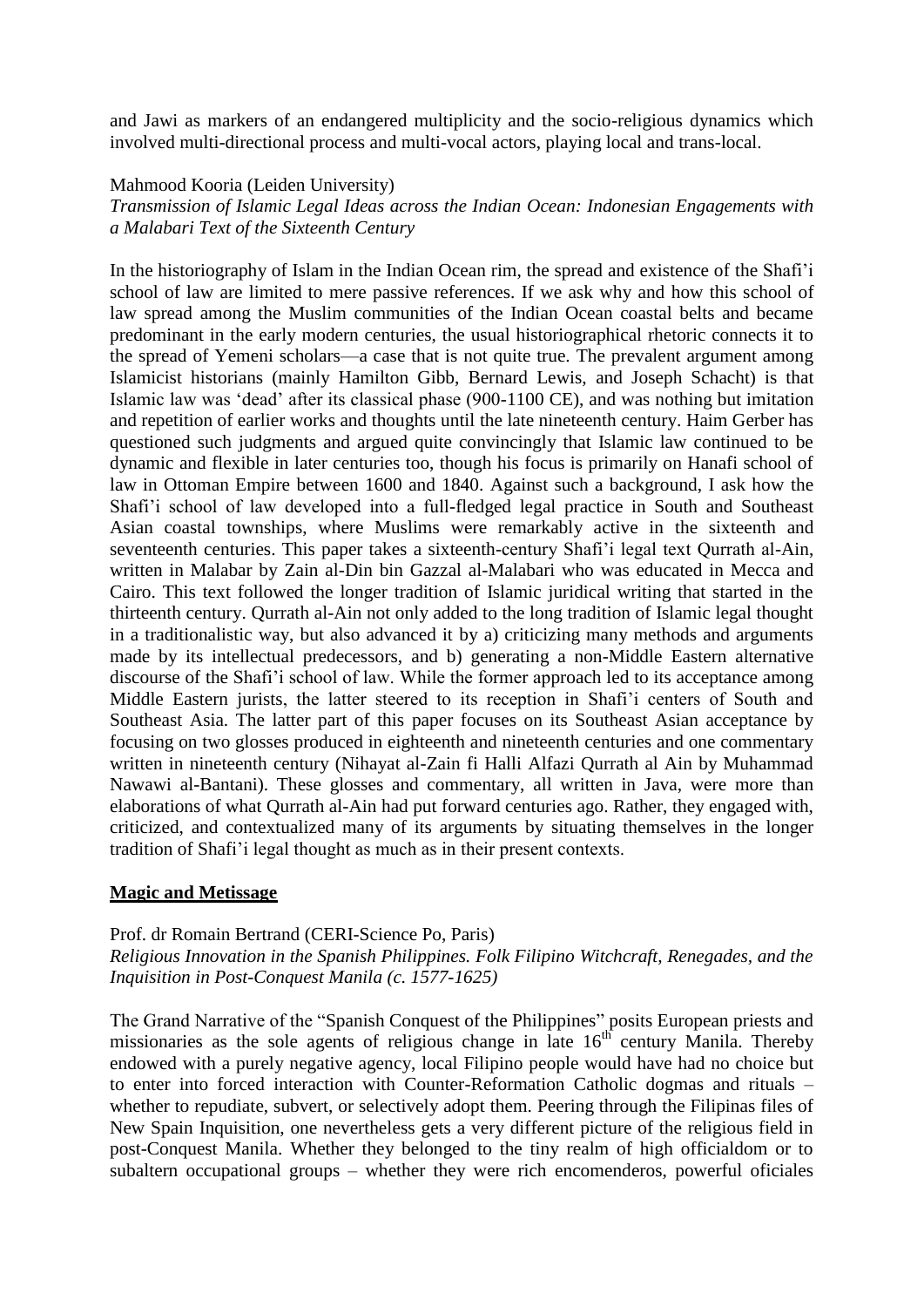and Jawi as markers of an endangered multiplicity and the socio-religious dynamics which involved multi-directional process and multi-vocal actors, playing local and trans-local.

Mahmood Kooria (Leiden University)
*Transmission of Islamic Legal Ideas across the Indian Ocean: Indonesian Engagements with a Malabari Text of the Sixteenth Century*

In the historiography of Islam in the Indian Ocean rim, the spread and existence of the Shafi'i school of law are limited to mere passive references. If we ask why and how this school of law spread among the Muslim communities of the Indian Ocean coastal belts and became predominant in the early modern centuries, the usual historiographical rhetoric connects it to the spread of Yemeni scholars—a case that is not quite true. The prevalent argument among Islamicist historians (mainly Hamilton Gibb, Bernard Lewis, and Joseph Schacht) is that Islamic law was 'dead' after its classical phase (900-1100 CE), and was nothing but imitation and repetition of earlier works and thoughts until the late nineteenth century. Haim Gerber has questioned such judgments and argued quite convincingly that Islamic law continued to be dynamic and flexible in later centuries too, though his focus is primarily on Hanafi school of law in Ottoman Empire between 1600 and 1840. Against such a background, I ask how the Shafi'i school of law developed into a full-fledged legal practice in South and Southeast Asian coastal townships, where Muslims were remarkably active in the sixteenth and seventeenth centuries. This paper takes a sixteenth-century Shafi'i legal text Qurrath al-Ain, written in Malabar by Zain al-Din bin Gazzal al-Malabari who was educated in Mecca and Cairo. This text followed the longer tradition of Islamic juridical writing that started in the thirteenth century. Qurrath al-Ain not only added to the long tradition of Islamic legal thought in a traditionalistic way, but also advanced it by a) criticizing many methods and arguments made by its intellectual predecessors, and b) generating a non-Middle Eastern alternative discourse of the Shafi'i school of law. While the former approach led to its acceptance among Middle Eastern jurists, the latter steered to its reception in Shafi'i centers of South and Southeast Asia. The latter part of this paper focuses on its Southeast Asian acceptance by focusing on two glosses produced in eighteenth and nineteenth centuries and one commentary written in nineteenth century (Nihayat al-Zain fi Halli Alfazi Qurrath al Ain by Muhammad Nawawi al-Bantani). These glosses and commentary, all written in Java, were more than elaborations of what Qurrath al-Ain had put forward centuries ago. Rather, they engaged with, criticized, and contextualized many of its arguments by situating themselves in the longer tradition of Shafi'i legal thought as much as in their present contexts.

## Magic and Metissage

Prof. dr Romain Bertrand (CERI-Science Po, Paris)
*Religious Innovation in the Spanish Philippines. Folk Filipino Witchcraft, Renegades, and the Inquisition in Post-Conquest Manila (c. 1577-1625)*

The Grand Narrative of the "Spanish Conquest of the Philippines" posits European priests and missionaries as the sole agents of religious change in late 16th century Manila. Thereby endowed with a purely negative agency, local Filipino people would have had no choice but to enter into forced interaction with Counter-Reformation Catholic dogmas and rituals – whether to repudiate, subvert, or selectively adopt them. Peering through the Filipinas files of New Spain Inquisition, one nevertheless gets a very different picture of the religious field in post-Conquest Manila. Whether they belonged to the tiny realm of high officialdom or to subaltern occupational groups – whether they were rich encomenderos, powerful oficiales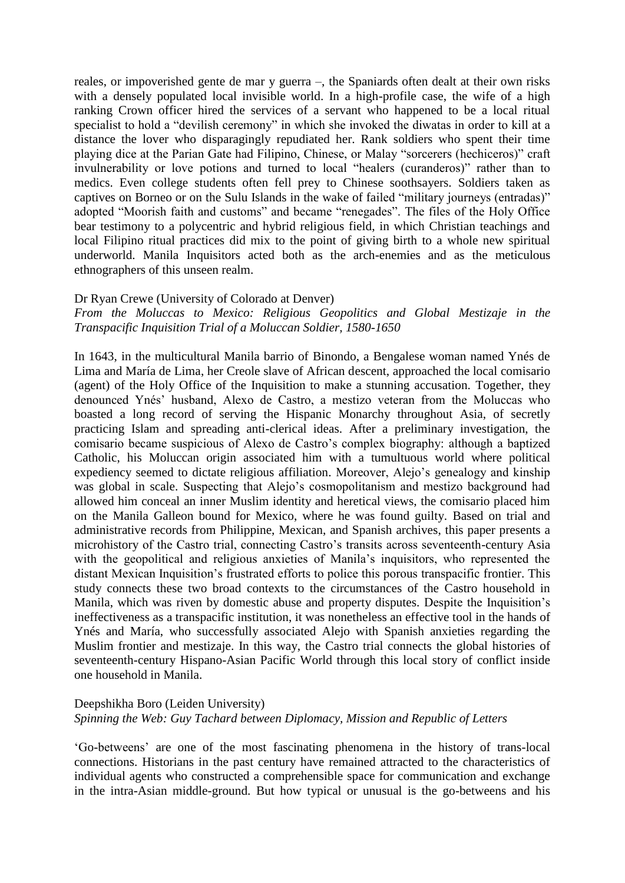reales, or impoverished gente de mar y guerra –, the Spaniards often dealt at their own risks with a densely populated local invisible world. In a high-profile case, the wife of a high ranking Crown officer hired the services of a servant who happened to be a local ritual specialist to hold a "devilish ceremony" in which she invoked the diwatas in order to kill at a distance the lover who disparagingly repudiated her. Rank soldiers who spent their time playing dice at the Parian Gate had Filipino, Chinese, or Malay "sorcerers (hechiceros)" craft invulnerability or love potions and turned to local "healers (curanderos)" rather than to medics. Even college students often fell prey to Chinese soothsayers. Soldiers taken as captives on Borneo or on the Sulu Islands in the wake of failed "military journeys (entradas)" adopted "Moorish faith and customs" and became "renegades". The files of the Holy Office bear testimony to a polycentric and hybrid religious field, in which Christian teachings and local Filipino ritual practices did mix to the point of giving birth to a whole new spiritual underworld. Manila Inquisitors acted both as the arch-enemies and as the meticulous ethnographers of this unseen realm.

Dr Ryan Crewe (University of Colorado at Denver)
*From the Moluccas to Mexico: Religious Geopolitics and Global Mestizaje in the Transpacific Inquisition Trial of a Moluccan Soldier, 1580-1650*

In 1643, in the multicultural Manila barrio of Binondo, a Bengalese woman named Ynés de Lima and María de Lima, her Creole slave of African descent, approached the local comisario (agent) of the Holy Office of the Inquisition to make a stunning accusation. Together, they denounced Ynés' husband, Alexo de Castro, a mestizo veteran from the Moluccas who boasted a long record of serving the Hispanic Monarchy throughout Asia, of secretly practicing Islam and spreading anti-clerical ideas. After a preliminary investigation, the comisario became suspicious of Alexo de Castro's complex biography: although a baptized Catholic, his Moluccan origin associated him with a tumultuous world where political expediency seemed to dictate religious affiliation. Moreover, Alejo's genealogy and kinship was global in scale. Suspecting that Alejo's cosmopolitanism and mestizo background had allowed him conceal an inner Muslim identity and heretical views, the comisario placed him on the Manila Galleon bound for Mexico, where he was found guilty. Based on trial and administrative records from Philippine, Mexican, and Spanish archives, this paper presents a microhistory of the Castro trial, connecting Castro's transits across seventeenth-century Asia with the geopolitical and religious anxieties of Manila's inquisitors, who represented the distant Mexican Inquisition's frustrated efforts to police this porous transpacific frontier. This study connects these two broad contexts to the circumstances of the Castro household in Manila, which was riven by domestic abuse and property disputes. Despite the Inquisition's ineffectiveness as a transpacific institution, it was nonetheless an effective tool in the hands of Ynés and María, who successfully associated Alejo with Spanish anxieties regarding the Muslim frontier and mestizaje. In this way, the Castro trial connects the global histories of seventeenth-century Hispano-Asian Pacific World through this local story of conflict inside one household in Manila.

Deepshikha Boro (Leiden University)
*Spinning the Web: Guy Tachard between Diplomacy, Mission and Republic of Letters*

'Go-betweens' are one of the most fascinating phenomena in the history of trans-local connections. Historians in the past century have remained attracted to the characteristics of individual agents who constructed a comprehensible space for communication and exchange in the intra-Asian middle-ground. But how typical or unusual is the go-betweens and his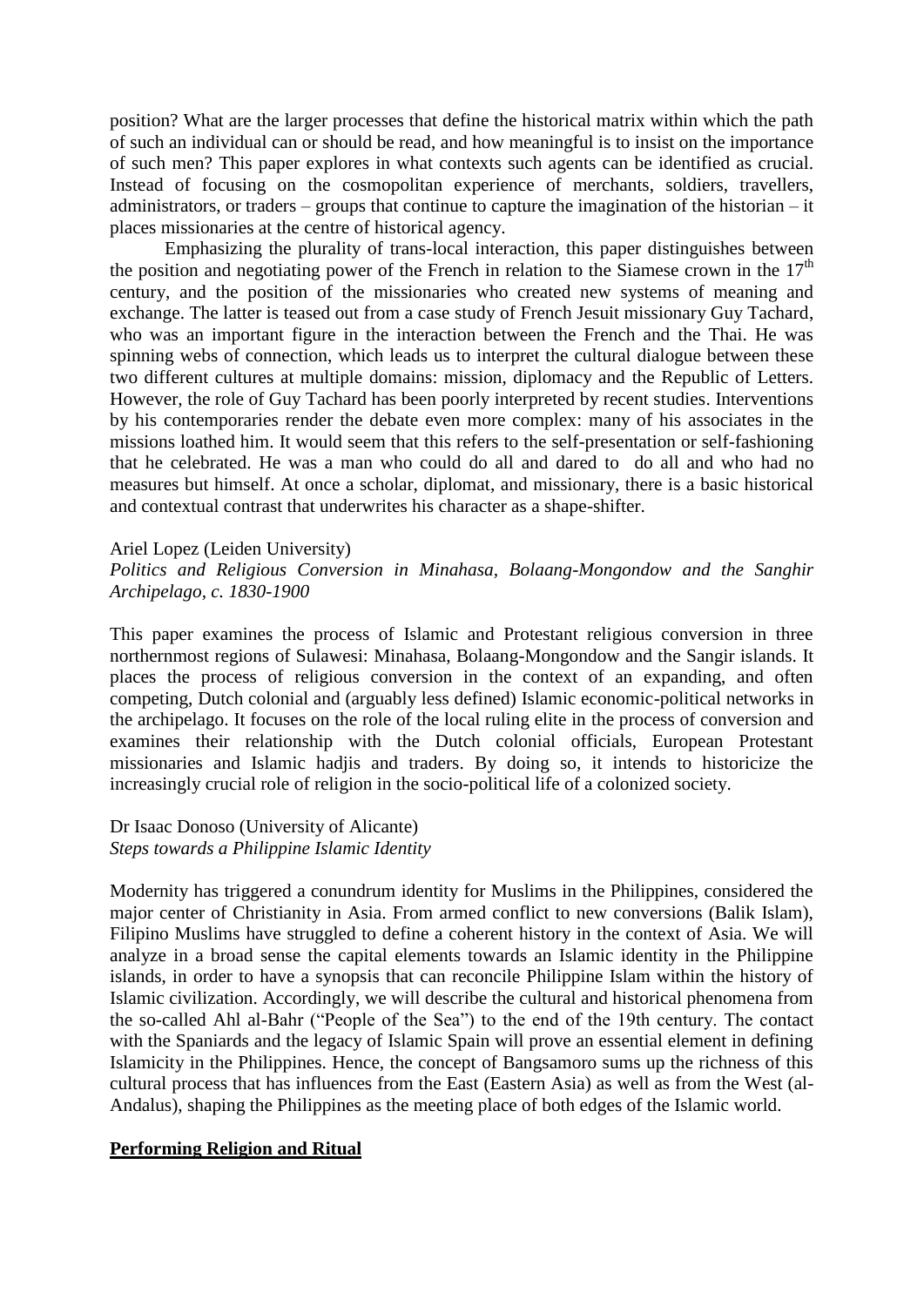position? What are the larger processes that define the historical matrix within which the path of such an individual can or should be read, and how meaningful is to insist on the importance of such men? This paper explores in what contexts such agents can be identified as crucial. Instead of focusing on the cosmopolitan experience of merchants, soldiers, travellers, administrators, or traders – groups that continue to capture the imagination of the historian – it places missionaries at the centre of historical agency.

Emphasizing the plurality of trans-local interaction, this paper distinguishes between the position and negotiating power of the French in relation to the Siamese crown in the 17th century, and the position of the missionaries who created new systems of meaning and exchange. The latter is teased out from a case study of French Jesuit missionary Guy Tachard, who was an important figure in the interaction between the French and the Thai. He was spinning webs of connection, which leads us to interpret the cultural dialogue between these two different cultures at multiple domains: mission, diplomacy and the Republic of Letters. However, the role of Guy Tachard has been poorly interpreted by recent studies. Interventions by his contemporaries render the debate even more complex: many of his associates in the missions loathed him. It would seem that this refers to the self-presentation or self-fashioning that he celebrated. He was a man who could do all and dared to do all and who had no measures but himself. At once a scholar, diplomat, and missionary, there is a basic historical and contextual contrast that underwrites his character as a shape-shifter.

Ariel Lopez (Leiden University)
*Politics and Religious Conversion in Minahasa, Bolaang-Mongondow and the Sanghir Archipelago, c. 1830-1900*

This paper examines the process of Islamic and Protestant religious conversion in three northernmost regions of Sulawesi: Minahasa, Bolaang-Mongondow and the Sangir islands. It places the process of religious conversion in the context of an expanding, and often competing, Dutch colonial and (arguably less defined) Islamic economic-political networks in the archipelago. It focuses on the role of the local ruling elite in the process of conversion and examines their relationship with the Dutch colonial officials, European Protestant missionaries and Islamic hadjis and traders. By doing so, it intends to historicize the increasingly crucial role of religion in the socio-political life of a colonized society.

Dr Isaac Donoso (University of Alicante)
*Steps towards a Philippine Islamic Identity*

Modernity has triggered a conundrum identity for Muslims in the Philippines, considered the major center of Christianity in Asia. From armed conflict to new conversions (Balik Islam), Filipino Muslims have struggled to define a coherent history in the context of Asia. We will analyze in a broad sense the capital elements towards an Islamic identity in the Philippine islands, in order to have a synopsis that can reconcile Philippine Islam within the history of Islamic civilization. Accordingly, we will describe the cultural and historical phenomena from the so-called Ahl al-Bahr ("People of the Sea") to the end of the 19th century. The contact with the Spaniards and the legacy of Islamic Spain will prove an essential element in defining Islamicity in the Philippines. Hence, the concept of Bangsamoro sums up the richness of this cultural process that has influences from the East (Eastern Asia) as well as from the West (al-Andalus), shaping the Philippines as the meeting place of both edges of the Islamic world.

## Performing Religion and Ritual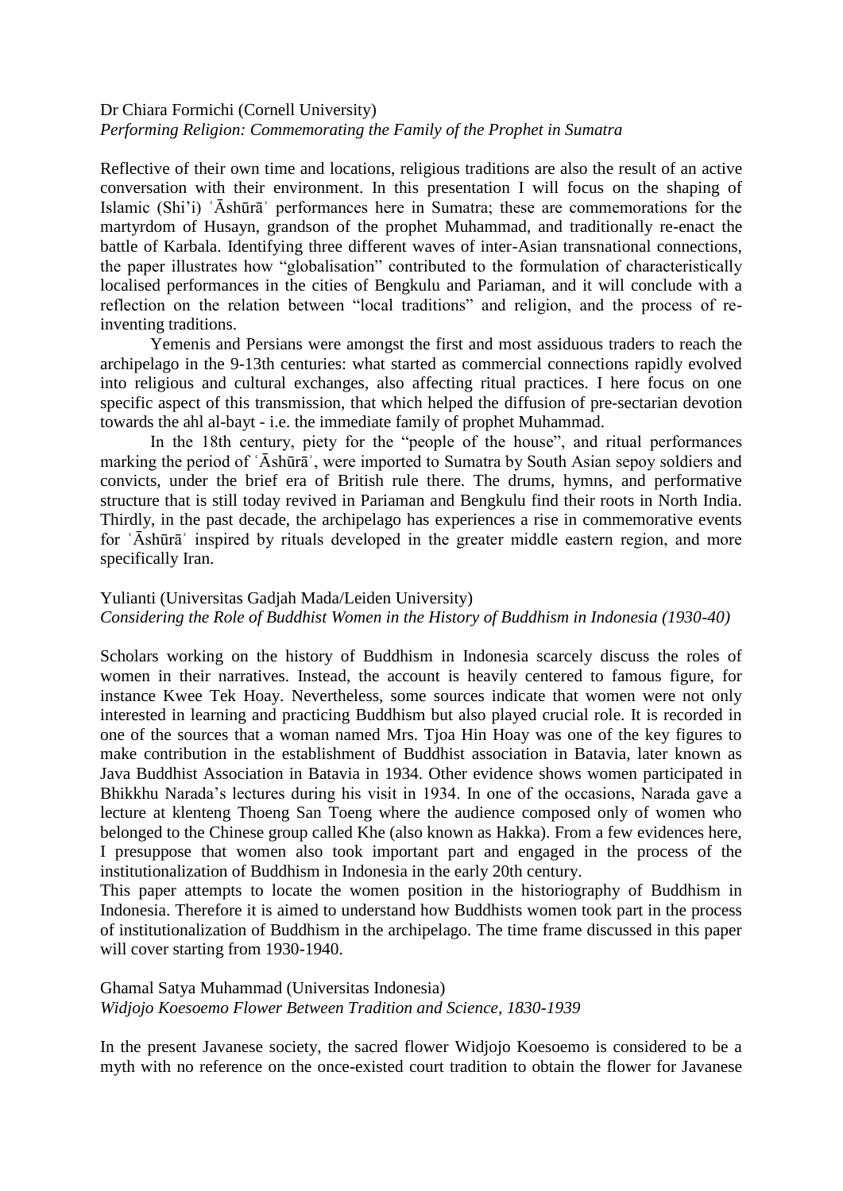Dr Chiara Formichi (Cornell University)
*Performing Religion: Commemorating the Family of the Prophet in Sumatra*

Reflective of their own time and locations, religious traditions are also the result of an active conversation with their environment. In this presentation I will focus on the shaping of Islamic (Shi'i) ʿĀshūrāʾ performances here in Sumatra; these are commemorations for the martyrdom of Husayn, grandson of the prophet Muhammad, and traditionally re-enact the battle of Karbala. Identifying three different waves of inter-Asian transnational connections, the paper illustrates how "globalisation" contributed to the formulation of characteristically localised performances in the cities of Bengkulu and Pariaman, and it will conclude with a reflection on the relation between "local traditions" and religion, and the process of re-inventing traditions.

Yemenis and Persians were amongst the first and most assiduous traders to reach the archipelago in the 9-13th centuries: what started as commercial connections rapidly evolved into religious and cultural exchanges, also affecting ritual practices. I here focus on one specific aspect of this transmission, that which helped the diffusion of pre-sectarian devotion towards the ahl al-bayt - i.e. the immediate family of prophet Muhammad.

In the 18th century, piety for the "people of the house", and ritual performances marking the period of ʿĀshūrāʾ, were imported to Sumatra by South Asian sepoy soldiers and convicts, under the brief era of British rule there. The drums, hymns, and performative structure that is still today revived in Pariaman and Bengkulu find their roots in North India. Thirdly, in the past decade, the archipelago has experiences a rise in commemorative events for ʿĀshūrāʾ inspired by rituals developed in the greater middle eastern region, and more specifically Iran.

Yulianti (Universitas Gadjah Mada/Leiden University)
*Considering the Role of Buddhist Women in the History of Buddhism in Indonesia (1930-40)*

Scholars working on the history of Buddhism in Indonesia scarcely discuss the roles of women in their narratives. Instead, the account is heavily centered to famous figure, for instance Kwee Tek Hoay. Nevertheless, some sources indicate that women were not only interested in learning and practicing Buddhism but also played crucial role. It is recorded in one of the sources that a woman named Mrs. Tjoa Hin Hoay was one of the key figures to make contribution in the establishment of Buddhist association in Batavia, later known as Java Buddhist Association in Batavia in 1934. Other evidence shows women participated in Bhikkhu Narada's lectures during his visit in 1934. In one of the occasions, Narada gave a lecture at klenteng Thoeng San Toeng where the audience composed only of women who belonged to the Chinese group called Khe (also known as Hakka). From a few evidences here, I presuppose that women also took important part and engaged in the process of the institutionalization of Buddhism in Indonesia in the early 20th century.
This paper attempts to locate the women position in the historiography of Buddhism in Indonesia. Therefore it is aimed to understand how Buddhists women took part in the process of institutionalization of Buddhism in the archipelago. The time frame discussed in this paper will cover starting from 1930-1940.

Ghamal Satya Muhammad (Universitas Indonesia)
*Widjojo Koesoemo Flower Between Tradition and Science, 1830-1939*

In the present Javanese society, the sacred flower Widjojo Koesoemo is considered to be a myth with no reference on the once-existed court tradition to obtain the flower for Javanese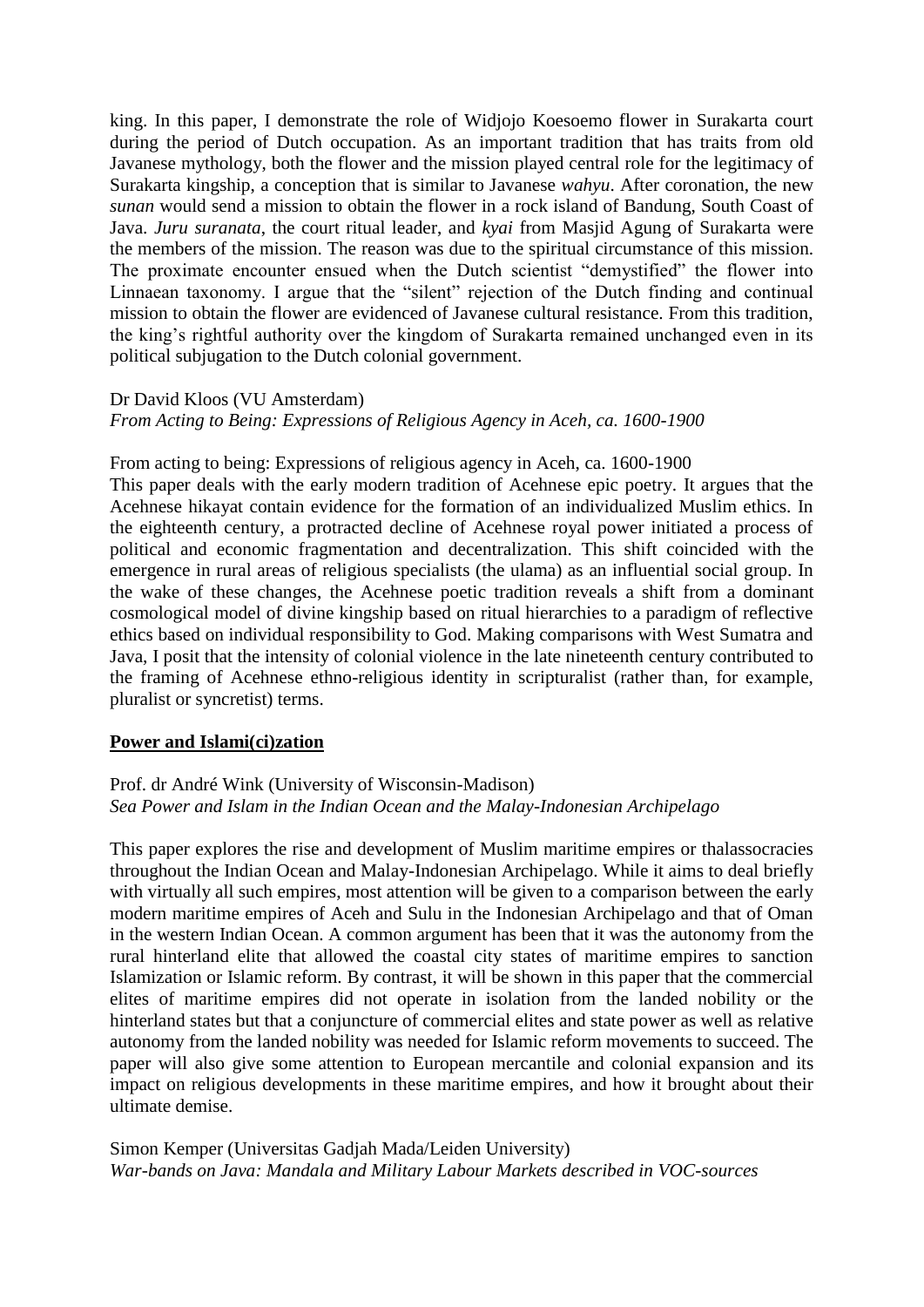king. In this paper, I demonstrate the role of Widjojo Koesoemo flower in Surakarta court during the period of Dutch occupation. As an important tradition that has traits from old Javanese mythology, both the flower and the mission played central role for the legitimacy of Surakarta kingship, a conception that is similar to Javanese *wahyu*. After coronation, the new *sunan* would send a mission to obtain the flower in a rock island of Bandung, South Coast of Java. *Juru suranata*, the court ritual leader, and *kyai* from Masjid Agung of Surakarta were the members of the mission. The reason was due to the spiritual circumstance of this mission. The proximate encounter ensued when the Dutch scientist "demystified" the flower into Linnaean taxonomy. I argue that the "silent" rejection of the Dutch finding and continual mission to obtain the flower are evidenced of Javanese cultural resistance. From this tradition, the king's rightful authority over the kingdom of Surakarta remained unchanged even in its political subjugation to the Dutch colonial government.

Dr David Kloos (VU Amsterdam)
*From Acting to Being: Expressions of Religious Agency in Aceh, ca. 1600-1900*

From acting to being: Expressions of religious agency in Aceh, ca. 1600-1900
This paper deals with the early modern tradition of Acehnese epic poetry. It argues that the Acehnese hikayat contain evidence for the formation of an individualized Muslim ethics. In the eighteenth century, a protracted decline of Acehnese royal power initiated a process of political and economic fragmentation and decentralization. This shift coincided with the emergence in rural areas of religious specialists (the ulama) as an influential social group. In the wake of these changes, the Acehnese poetic tradition reveals a shift from a dominant cosmological model of divine kingship based on ritual hierarchies to a paradigm of reflective ethics based on individual responsibility to God. Making comparisons with West Sumatra and Java, I posit that the intensity of colonial violence in the late nineteenth century contributed to the framing of Acehnese ethno-religious identity in scripturalist (rather than, for example, pluralist or syncretist) terms.

## Power and Islami(ci)zation

Prof. dr André Wink (University of Wisconsin-Madison)
*Sea Power and Islam in the Indian Ocean and the Malay-Indonesian Archipelago*

This paper explores the rise and development of Muslim maritime empires or thalassocracies throughout the Indian Ocean and Malay-Indonesian Archipelago. While it aims to deal briefly with virtually all such empires, most attention will be given to a comparison between the early modern maritime empires of Aceh and Sulu in the Indonesian Archipelago and that of Oman in the western Indian Ocean. A common argument has been that it was the autonomy from the rural hinterland elite that allowed the coastal city states of maritime empires to sanction Islamization or Islamic reform. By contrast, it will be shown in this paper that the commercial elites of maritime empires did not operate in isolation from the landed nobility or the hinterland states but that a conjuncture of commercial elites and state power as well as relative autonomy from the landed nobility was needed for Islamic reform movements to succeed. The paper will also give some attention to European mercantile and colonial expansion and its impact on religious developments in these maritime empires, and how it brought about their ultimate demise.

Simon Kemper (Universitas Gadjah Mada/Leiden University)
*War-bands on Java: Mandala and Military Labour Markets described in VOC-sources*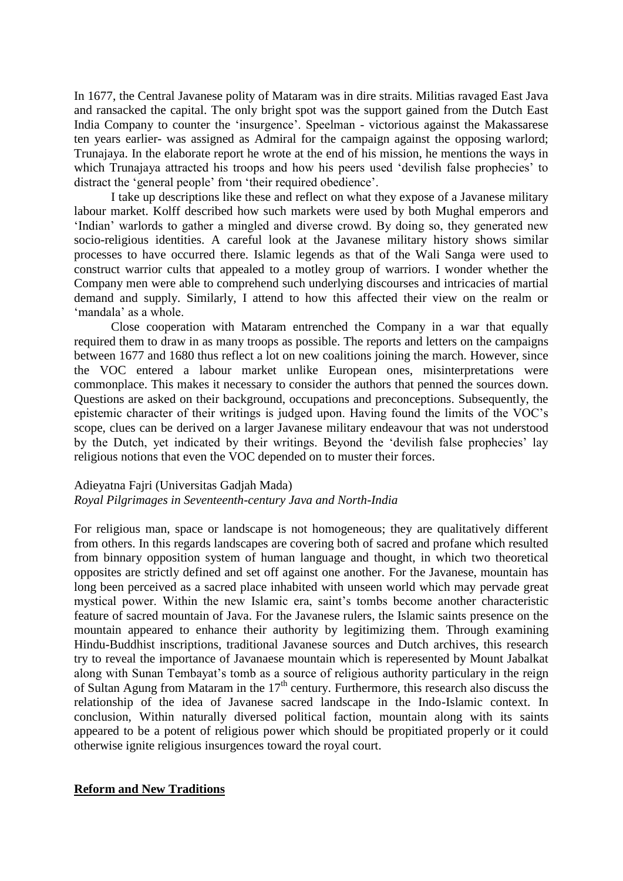In 1677, the Central Javanese polity of Mataram was in dire straits. Militias ravaged East Java and ransacked the capital. The only bright spot was the support gained from the Dutch East India Company to counter the 'insurgence'. Speelman - victorious against the Makassarese ten years earlier- was assigned as Admiral for the campaign against the opposing warlord; Trunajaya. In the elaborate report he wrote at the end of his mission, he mentions the ways in which Trunajaya attracted his troops and how his peers used 'devilish false prophecies' to distract the 'general people' from 'their required obedience'.

I take up descriptions like these and reflect on what they expose of a Javanese military labour market. Kolff described how such markets were used by both Mughal emperors and 'Indian' warlords to gather a mingled and diverse crowd. By doing so, they generated new socio-religious identities. A careful look at the Javanese military history shows similar processes to have occurred there. Islamic legends as that of the Wali Sanga were used to construct warrior cults that appealed to a motley group of warriors. I wonder whether the Company men were able to comprehend such underlying discourses and intricacies of martial demand and supply. Similarly, I attend to how this affected their view on the realm or 'mandala' as a whole.

Close cooperation with Mataram entrenched the Company in a war that equally required them to draw in as many troops as possible. The reports and letters on the campaigns between 1677 and 1680 thus reflect a lot on new coalitions joining the march. However, since the VOC entered a labour market unlike European ones, misinterpretations were commonplace. This makes it necessary to consider the authors that penned the sources down. Questions are asked on their background, occupations and preconceptions. Subsequently, the epistemic character of their writings is judged upon. Having found the limits of the VOC's scope, clues can be derived on a larger Javanese military endeavour that was not understood by the Dutch, yet indicated by their writings. Beyond the 'devilish false prophecies' lay religious notions that even the VOC depended on to muster their forces.

Adieyatna Fajri (Universitas Gadjah Mada)
*Royal Pilgrimages in Seventeenth-century Java and North-India*

For religious man, space or landscape is not homogeneous; they are qualitatively different from others. In this regards landscapes are covering both of sacred and profane which resulted from binnary opposition system of human language and thought, in which two theoretical opposites are strictly defined and set off against one another. For the Javanese, mountain has long been perceived as a sacred place inhabited with unseen world which may pervade great mystical power. Within the new Islamic era, saint's tombs become another characteristic feature of sacred mountain of Java. For the Javanese rulers, the Islamic saints presence on the mountain appeared to enhance their authority by legitimizing them. Through examining Hindu-Buddhist inscriptions, traditional Javanese sources and Dutch archives, this research try to reveal the importance of Javanaese mountain which is reperesented by Mount Jabalkat along with Sunan Tembayat's tomb as a source of religious authority particulary in the reign of Sultan Agung from Mataram in the 17th century. Furthermore, this research also discuss the relationship of the idea of Javanese sacred landscape in the Indo-Islamic context. In conclusion, Within naturally diversed political faction, mountain along with its saints appeared to be a potent of religious power which should be propitiated properly or it could otherwise ignite religious insurgences toward the royal court.

## Reform and New Traditions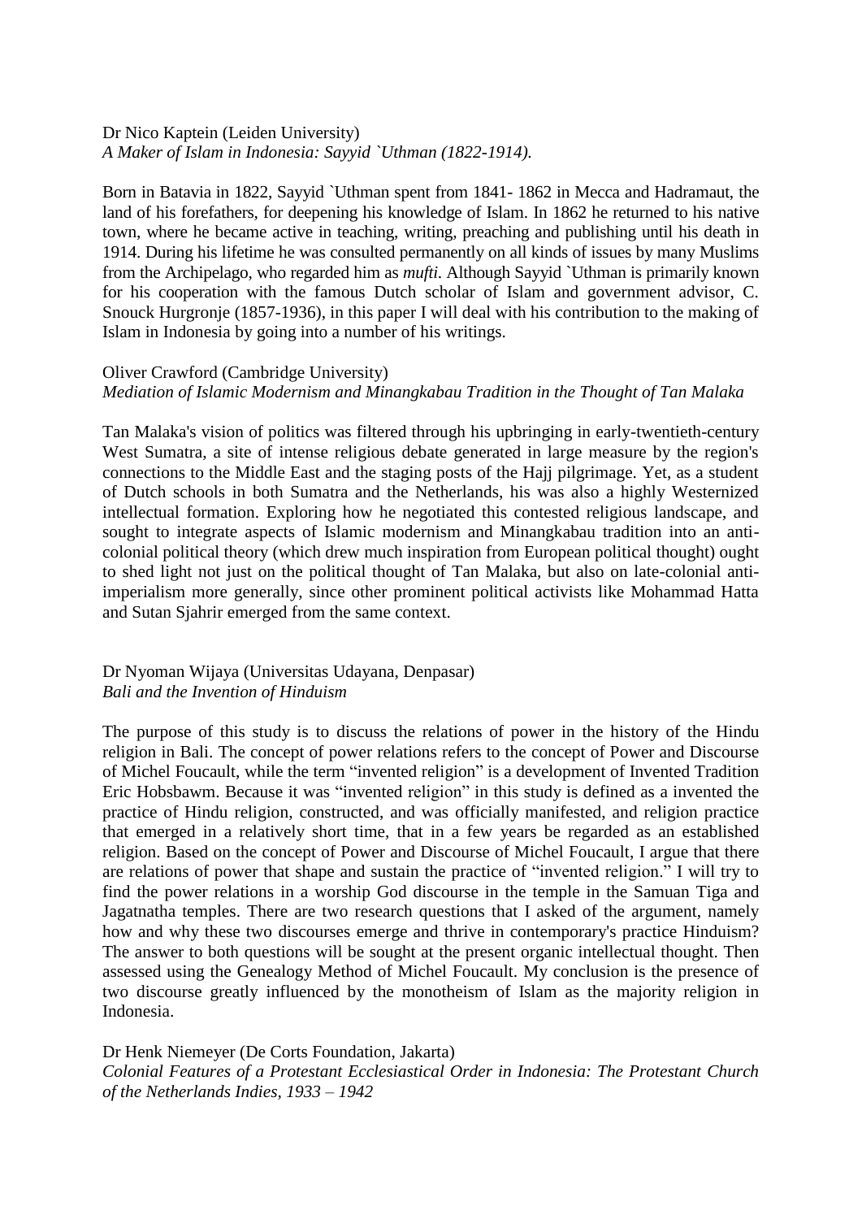Dr Nico Kaptein (Leiden University)
*A Maker of Islam in Indonesia: Sayyid `Uthman (1822-1914).*

Born in Batavia in 1822, Sayyid `Uthman spent from 1841- 1862 in Mecca and Hadramaut, the land of his forefathers, for deepening his knowledge of Islam. In 1862 he returned to his native town, where he became active in teaching, writing, preaching and publishing until his death in 1914. During his lifetime he was consulted permanently on all kinds of issues by many Muslims from the Archipelago, who regarded him as *mufti*. Although Sayyid `Uthman is primarily known for his cooperation with the famous Dutch scholar of Islam and government advisor, C. Snouck Hurgronje (1857-1936), in this paper I will deal with his contribution to the making of Islam in Indonesia by going into a number of his writings.

Oliver Crawford (Cambridge University)
*Mediation of Islamic Modernism and Minangkabau Tradition in the Thought of Tan Malaka*

Tan Malaka's vision of politics was filtered through his upbringing in early-twentieth-century West Sumatra, a site of intense religious debate generated in large measure by the region's connections to the Middle East and the staging posts of the Hajj pilgrimage. Yet, as a student of Dutch schools in both Sumatra and the Netherlands, his was also a highly Westernized intellectual formation. Exploring how he negotiated this contested religious landscape, and sought to integrate aspects of Islamic modernism and Minangkabau tradition into an anti-colonial political theory (which drew much inspiration from European political thought) ought to shed light not just on the political thought of Tan Malaka, but also on late-colonial anti-imperialism more generally, since other prominent political activists like Mohammad Hatta and Sutan Sjahrir emerged from the same context.

Dr Nyoman Wijaya (Universitas Udayana, Denpasar)
*Bali and the Invention of Hinduism*

The purpose of this study is to discuss the relations of power in the history of the Hindu religion in Bali. The concept of power relations refers to the concept of Power and Discourse of Michel Foucault, while the term "invented religion" is a development of Invented Tradition Eric Hobsbawm. Because it was "invented religion" in this study is defined as a invented the practice of Hindu religion, constructed, and was officially manifested, and religion practice that emerged in a relatively short time, that in a few years be regarded as an established religion. Based on the concept of Power and Discourse of Michel Foucault, I argue that there are relations of power that shape and sustain the practice of "invented religion." I will try to find the power relations in a worship God discourse in the temple in the Samuan Tiga and Jagatnatha temples. There are two research questions that I asked of the argument, namely how and why these two discourses emerge and thrive in contemporary's practice Hinduism? The answer to both questions will be sought at the present organic intellectual thought. Then assessed using the Genealogy Method of Michel Foucault. My conclusion is the presence of two discourse greatly influenced by the monotheism of Islam as the majority religion in Indonesia.

Dr Henk Niemeyer (De Corts Foundation, Jakarta)
*Colonial Features of a Protestant Ecclesiastical Order in Indonesia: The Protestant Church of the Netherlands Indies, 1933 – 1942*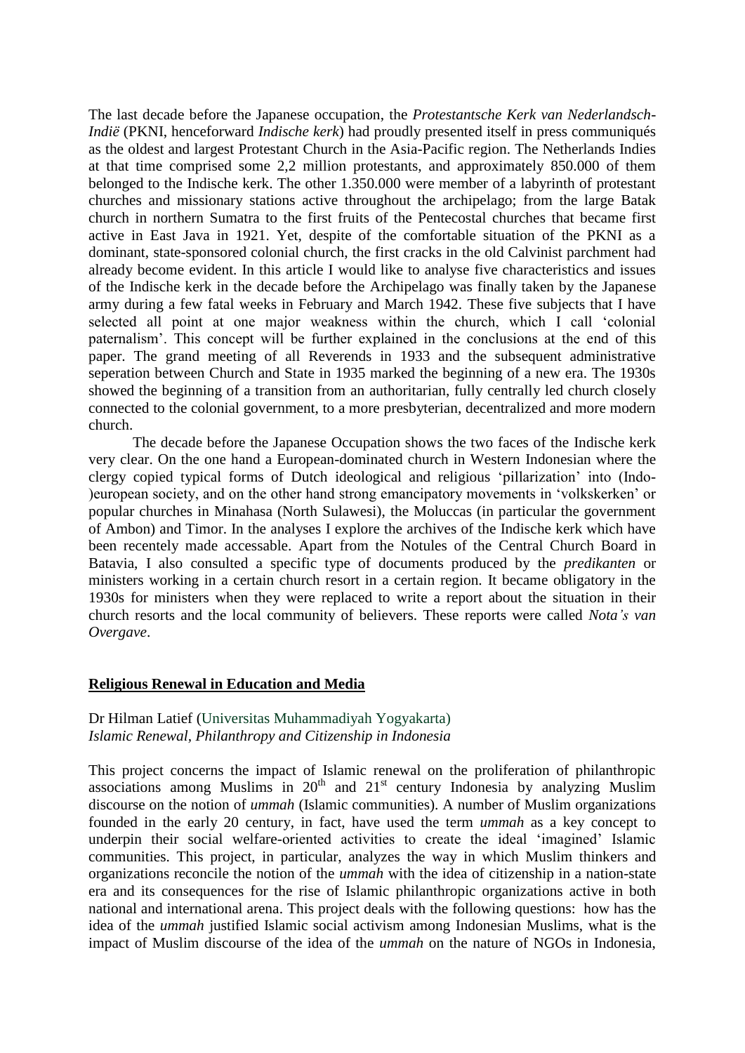The last decade before the Japanese occupation, the *Protestantsche Kerk van Nederlandsch-Indië* (PKNI, henceforward *Indische kerk*) had proudly presented itself in press communiqués as the oldest and largest Protestant Church in the Asia-Pacific region. The Netherlands Indies at that time comprised some 2,2 million protestants, and approximately 850.000 of them belonged to the Indische kerk. The other 1.350.000 were member of a labyrinth of protestant churches and missionary stations active throughout the archipelago; from the large Batak church in northern Sumatra to the first fruits of the Pentecostal churches that became first active in East Java in 1921. Yet, despite of the comfortable situation of the PKNI as a dominant, state-sponsored colonial church, the first cracks in the old Calvinist parchment had already become evident. In this article I would like to analyse five characteristics and issues of the Indische kerk in the decade before the Archipelago was finally taken by the Japanese army during a few fatal weeks in February and March 1942. These five subjects that I have selected all point at one major weakness within the church, which I call 'colonial paternalism'. This concept will be further explained in the conclusions at the end of this paper. The grand meeting of all Reverends in 1933 and the subsequent administrative seperation between Church and State in 1935 marked the beginning of a new era. The 1930s showed the beginning of a transition from an authoritarian, fully centrally led church closely connected to the colonial government, to a more presbyterian, decentralized and more modern church.

The decade before the Japanese Occupation shows the two faces of the Indische kerk very clear. On the one hand a European-dominated church in Western Indonesian where the clergy copied typical forms of Dutch ideological and religious 'pillarization' into (Indo-)european society, and on the other hand strong emancipatory movements in 'volkskerken' or popular churches in Minahasa (North Sulawesi), the Moluccas (in particular the government of Ambon) and Timor. In the analyses I explore the archives of the Indische kerk which have been recentely made accessable. Apart from the Notules of the Central Church Board in Batavia, I also consulted a specific type of documents produced by the *predikanten* or ministers working in a certain church resort in a certain region. It became obligatory in the 1930s for ministers when they were replaced to write a report about the situation in their church resorts and the local community of believers. These reports were called *Nota's van Overgave*.

## Religious Renewal in Education and Media

Dr Hilman Latief (Universitas Muhammadiyah Yogyakarta)
*Islamic Renewal, Philanthropy and Citizenship in Indonesia*

This project concerns the impact of Islamic renewal on the proliferation of philanthropic associations among Muslims in 20th and 21st century Indonesia by analyzing Muslim discourse on the notion of *ummah* (Islamic communities). A number of Muslim organizations founded in the early 20 century, in fact, have used the term *ummah* as a key concept to underpin their social welfare-oriented activities to create the ideal 'imagined' Islamic communities. This project, in particular, analyzes the way in which Muslim thinkers and organizations reconcile the notion of the *ummah* with the idea of citizenship in a nation-state era and its consequences for the rise of Islamic philanthropic organizations active in both national and international arena. This project deals with the following questions: how has the idea of the *ummah* justified Islamic social activism among Indonesian Muslims, what is the impact of Muslim discourse of the idea of the *ummah* on the nature of NGOs in Indonesia,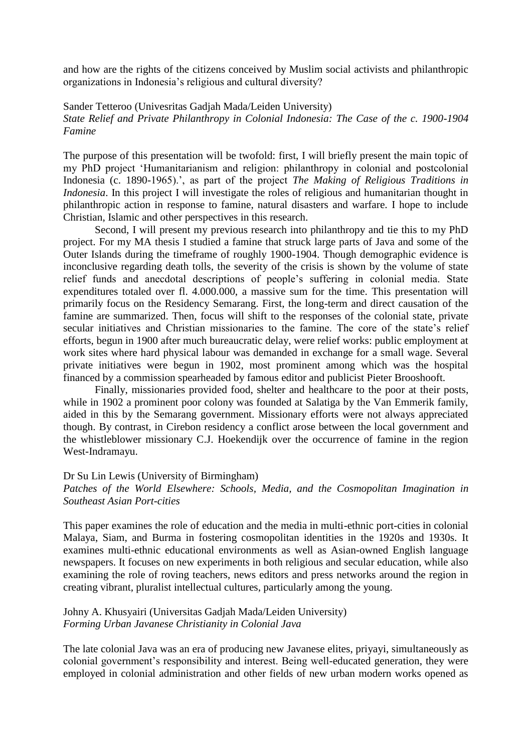and how are the rights of the citizens conceived by Muslim social activists and philanthropic organizations in Indonesia's religious and cultural diversity?

Sander Tetteroo (Univesritas Gadjah Mada/Leiden University)
*State Relief and Private Philanthropy in Colonial Indonesia: The Case of the c. 1900-1904 Famine*

The purpose of this presentation will be twofold: first, I will briefly present the main topic of my PhD project 'Humanitarianism and religion: philanthropy in colonial and postcolonial Indonesia (c. 1890-1965).', as part of the project *The Making of Religious Traditions in Indonesia*. In this project I will investigate the roles of religious and humanitarian thought in philanthropic action in response to famine, natural disasters and warfare. I hope to include Christian, Islamic and other perspectives in this research.

Second, I will present my previous research into philanthropy and tie this to my PhD project. For my MA thesis I studied a famine that struck large parts of Java and some of the Outer Islands during the timeframe of roughly 1900-1904. Though demographic evidence is inconclusive regarding death tolls, the severity of the crisis is shown by the volume of state relief funds and anecdotal descriptions of people's suffering in colonial media. State expenditures totaled over fl. 4.000.000, a massive sum for the time. This presentation will primarily focus on the Residency Semarang. First, the long-term and direct causation of the famine are summarized. Then, focus will shift to the responses of the colonial state, private secular initiatives and Christian missionaries to the famine. The core of the state's relief efforts, begun in 1900 after much bureaucratic delay, were relief works: public employment at work sites where hard physical labour was demanded in exchange for a small wage. Several private initiatives were begun in 1902, most prominent among which was the hospital financed by a commission spearheaded by famous editor and publicist Pieter Brooshooft.

Finally, missionaries provided food, shelter and healthcare to the poor at their posts, while in 1902 a prominent poor colony was founded at Salatiga by the Van Emmerik family, aided in this by the Semarang government. Missionary efforts were not always appreciated though. By contrast, in Cirebon residency a conflict arose between the local government and the whistleblower missionary C.J. Hoekendijk over the occurrence of famine in the region West-Indramayu.

Dr Su Lin Lewis (University of Birmingham)
*Patches of the World Elsewhere: Schools, Media, and the Cosmopolitan Imagination in Southeast Asian Port-cities*

This paper examines the role of education and the media in multi-ethnic port-cities in colonial Malaya, Siam, and Burma in fostering cosmopolitan identities in the 1920s and 1930s. It examines multi-ethnic educational environments as well as Asian-owned English language newspapers. It focuses on new experiments in both religious and secular education, while also examining the role of roving teachers, news editors and press networks around the region in creating vibrant, pluralist intellectual cultures, particularly among the young.

Johny A. Khusyairi (Universitas Gadjah Mada/Leiden University)
*Forming Urban Javanese Christianity in Colonial Java*

The late colonial Java was an era of producing new Javanese elites, priyayi, simultaneously as colonial government's responsibility and interest. Being well-educated generation, they were employed in colonial administration and other fields of new urban modern works opened as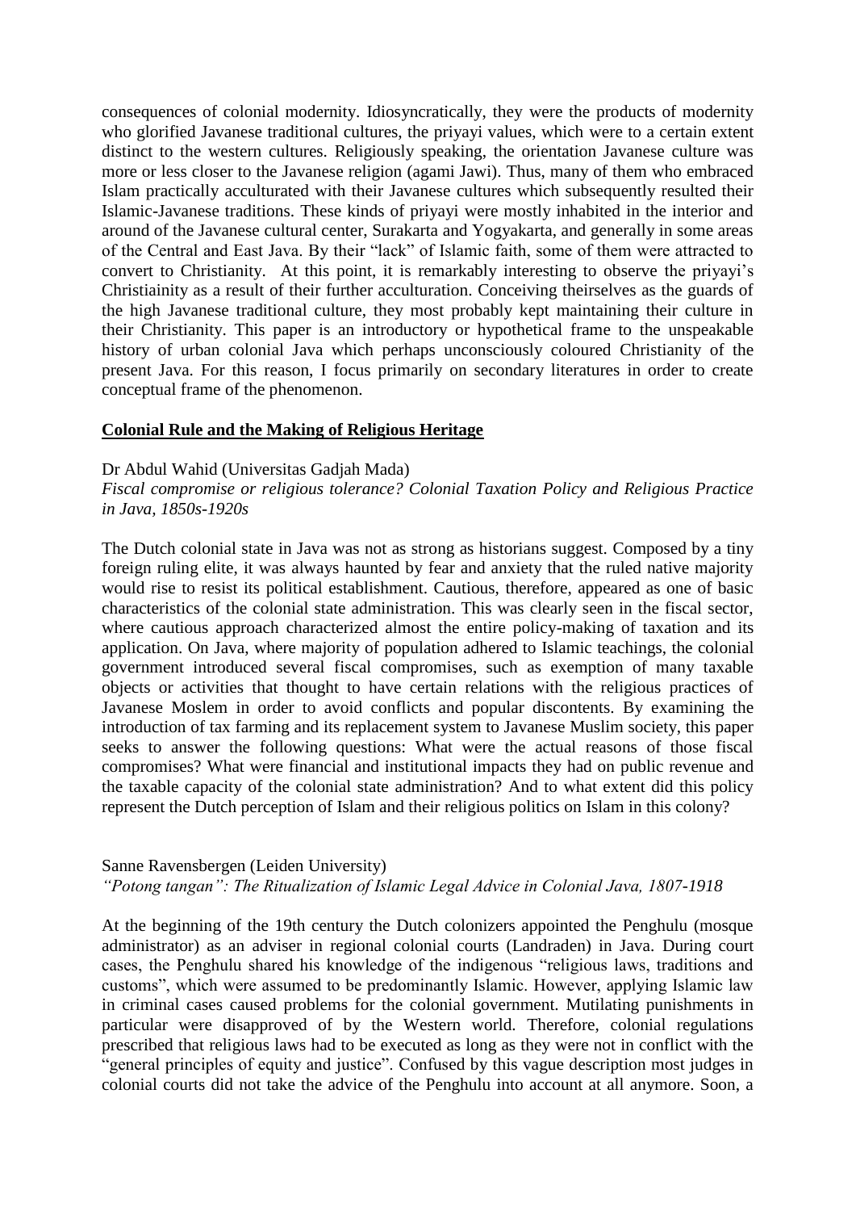consequences of colonial modernity. Idiosyncratically, they were the products of modernity who glorified Javanese traditional cultures, the priyayi values, which were to a certain extent distinct to the western cultures. Religiously speaking, the orientation Javanese culture was more or less closer to the Javanese religion (agami Jawi). Thus, many of them who embraced Islam practically acculturated with their Javanese cultures which subsequently resulted their Islamic-Javanese traditions. These kinds of priyayi were mostly inhabited in the interior and around of the Javanese cultural center, Surakarta and Yogyakarta, and generally in some areas of the Central and East Java. By their "lack" of Islamic faith, some of them were attracted to convert to Christianity. At this point, it is remarkably interesting to observe the priyayi's Christiainity as a result of their further acculturation. Conceiving theirselves as the guards of the high Javanese traditional culture, they most probably kept maintaining their culture in their Christianity. This paper is an introductory or hypothetical frame to the unspeakable history of urban colonial Java which perhaps unconsciously coloured Christianity of the present Java. For this reason, I focus primarily on secondary literatures in order to create conceptual frame of the phenomenon.

## Colonial Rule and the Making of Religious Heritage

Dr Abdul Wahid (Universitas Gadjah Mada)
*Fiscal compromise or religious tolerance? Colonial Taxation Policy and Religious Practice in Java, 1850s-1920s*

The Dutch colonial state in Java was not as strong as historians suggest. Composed by a tiny foreign ruling elite, it was always haunted by fear and anxiety that the ruled native majority would rise to resist its political establishment. Cautious, therefore, appeared as one of basic characteristics of the colonial state administration. This was clearly seen in the fiscal sector, where cautious approach characterized almost the entire policy-making of taxation and its application. On Java, where majority of population adhered to Islamic teachings, the colonial government introduced several fiscal compromises, such as exemption of many taxable objects or activities that thought to have certain relations with the religious practices of Javanese Moslem in order to avoid conflicts and popular discontents. By examining the introduction of tax farming and its replacement system to Javanese Muslim society, this paper seeks to answer the following questions: What were the actual reasons of those fiscal compromises? What were financial and institutional impacts they had on public revenue and the taxable capacity of the colonial state administration? And to what extent did this policy represent the Dutch perception of Islam and their religious politics on Islam in this colony?

Sanne Ravensbergen (Leiden University)
*"Potong tangan": The Ritualization of Islamic Legal Advice in Colonial Java, 1807-1918*

At the beginning of the 19th century the Dutch colonizers appointed the Penghulu (mosque administrator) as an adviser in regional colonial courts (Landraden) in Java. During court cases, the Penghulu shared his knowledge of the indigenous "religious laws, traditions and customs", which were assumed to be predominantly Islamic. However, applying Islamic law in criminal cases caused problems for the colonial government. Mutilating punishments in particular were disapproved of by the Western world. Therefore, colonial regulations prescribed that religious laws had to be executed as long as they were not in conflict with the "general principles of equity and justice". Confused by this vague description most judges in colonial courts did not take the advice of the Penghulu into account at all anymore. Soon, a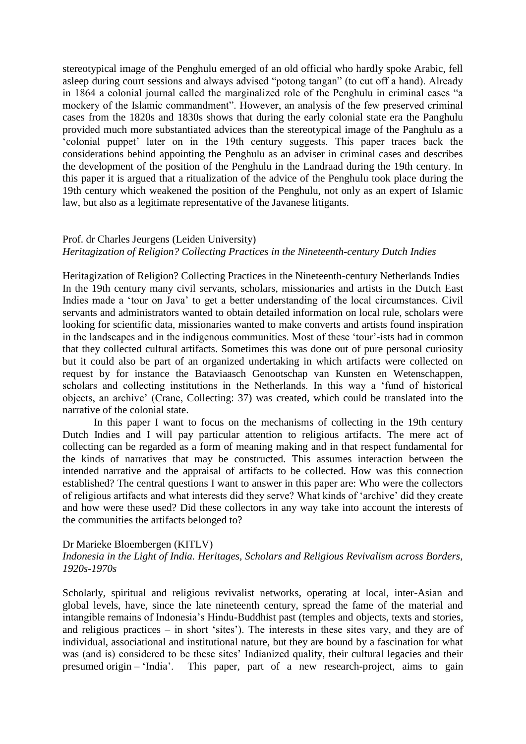stereotypical image of the Penghulu emerged of an old official who hardly spoke Arabic, fell asleep during court sessions and always advised "potong tangan" (to cut off a hand). Already in 1864 a colonial journal called the marginalized role of the Penghulu in criminal cases "a mockery of the Islamic commandment". However, an analysis of the few preserved criminal cases from the 1820s and 1830s shows that during the early colonial state era the Panghulu provided much more substantiated advices than the stereotypical image of the Panghulu as a 'colonial puppet' later on in the 19th century suggests. This paper traces back the considerations behind appointing the Penghulu as an adviser in criminal cases and describes the development of the position of the Penghulu in the Landraad during the 19th century. In this paper it is argued that a ritualization of the advice of the Penghulu took place during the 19th century which weakened the position of the Penghulu, not only as an expert of Islamic law, but also as a legitimate representative of the Javanese litigants.

Prof. dr Charles Jeurgens (Leiden University)
*Heritagization of Religion? Collecting Practices in the Nineteenth-century Dutch Indies*

Heritagization of Religion? Collecting Practices in the Nineteenth-century Netherlands Indies
In the 19th century many civil servants, scholars, missionaries and artists in the Dutch East Indies made a 'tour on Java' to get a better understanding of the local circumstances. Civil servants and administrators wanted to obtain detailed information on local rule, scholars were looking for scientific data, missionaries wanted to make converts and artists found inspiration in the landscapes and in the indigenous communities. Most of these 'tour'-ists had in common that they collected cultural artifacts. Sometimes this was done out of pure personal curiosity but it could also be part of an organized undertaking in which artifacts were collected on request by for instance the Bataviaasch Genootschap van Kunsten en Wetenschappen, scholars and collecting institutions in the Netherlands. In this way a 'fund of historical objects, an archive' (Crane, Collecting: 37) was created, which could be translated into the narrative of the colonial state.

In this paper I want to focus on the mechanisms of collecting in the 19th century Dutch Indies and I will pay particular attention to religious artifacts. The mere act of collecting can be regarded as a form of meaning making and in that respect fundamental for the kinds of narratives that may be constructed. This assumes interaction between the intended narrative and the appraisal of artifacts to be collected. How was this connection established? The central questions I want to answer in this paper are: Who were the collectors of religious artifacts and what interests did they serve? What kinds of 'archive' did they create and how were these used? Did these collectors in any way take into account the interests of the communities the artifacts belonged to?

Dr Marieke Bloembergen (KITLV)
*Indonesia in the Light of India. Heritages, Scholars and Religious Revivalism across Borders, 1920s-1970s*

Scholarly, spiritual and religious revivalist networks, operating at local, inter-Asian and global levels, have, since the late nineteenth century, spread the fame of the material and intangible remains of Indonesia's Hindu-Buddhist past (temples and objects, texts and stories, and religious practices – in short 'sites'). The interests in these sites vary, and they are of individual, associational and institutional nature, but they are bound by a fascination for what was (and is) considered to be these sites' Indianized quality, their cultural legacies and their presumed origin – 'India'. This paper, part of a new research-project, aims to gain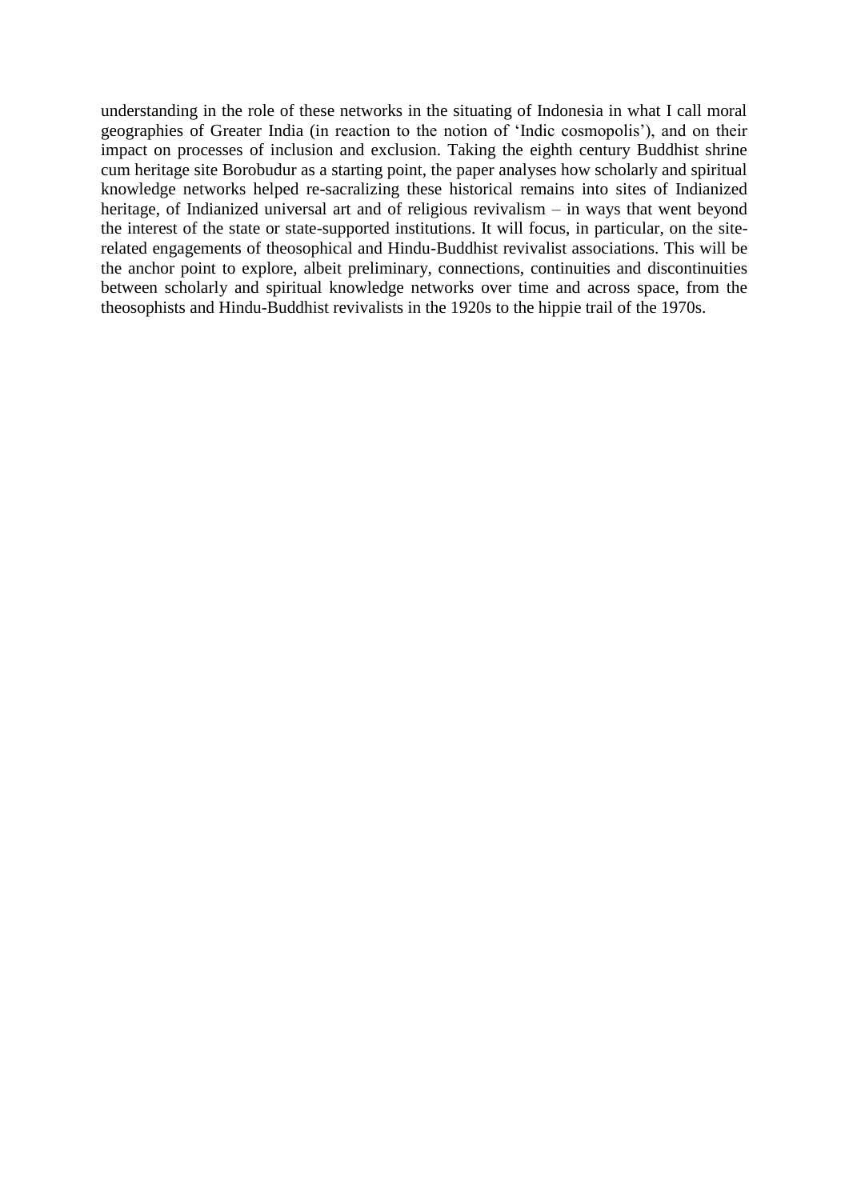understanding in the role of these networks in the situating of Indonesia in what I call moral geographies of Greater India (in reaction to the notion of 'Indic cosmopolis'), and on their impact on processes of inclusion and exclusion. Taking the eighth century Buddhist shrine cum heritage site Borobudur as a starting point, the paper analyses how scholarly and spiritual knowledge networks helped re-sacralizing these historical remains into sites of Indianized heritage, of Indianized universal art and of religious revivalism – in ways that went beyond the interest of the state or state-supported institutions. It will focus, in particular, on the site-related engagements of theosophical and Hindu-Buddhist revivalist associations. This will be the anchor point to explore, albeit preliminary, connections, continuities and discontinuities between scholarly and spiritual knowledge networks over time and across space, from the theosophists and Hindu-Buddhist revivalists in the 1920s to the hippie trail of the 1970s.